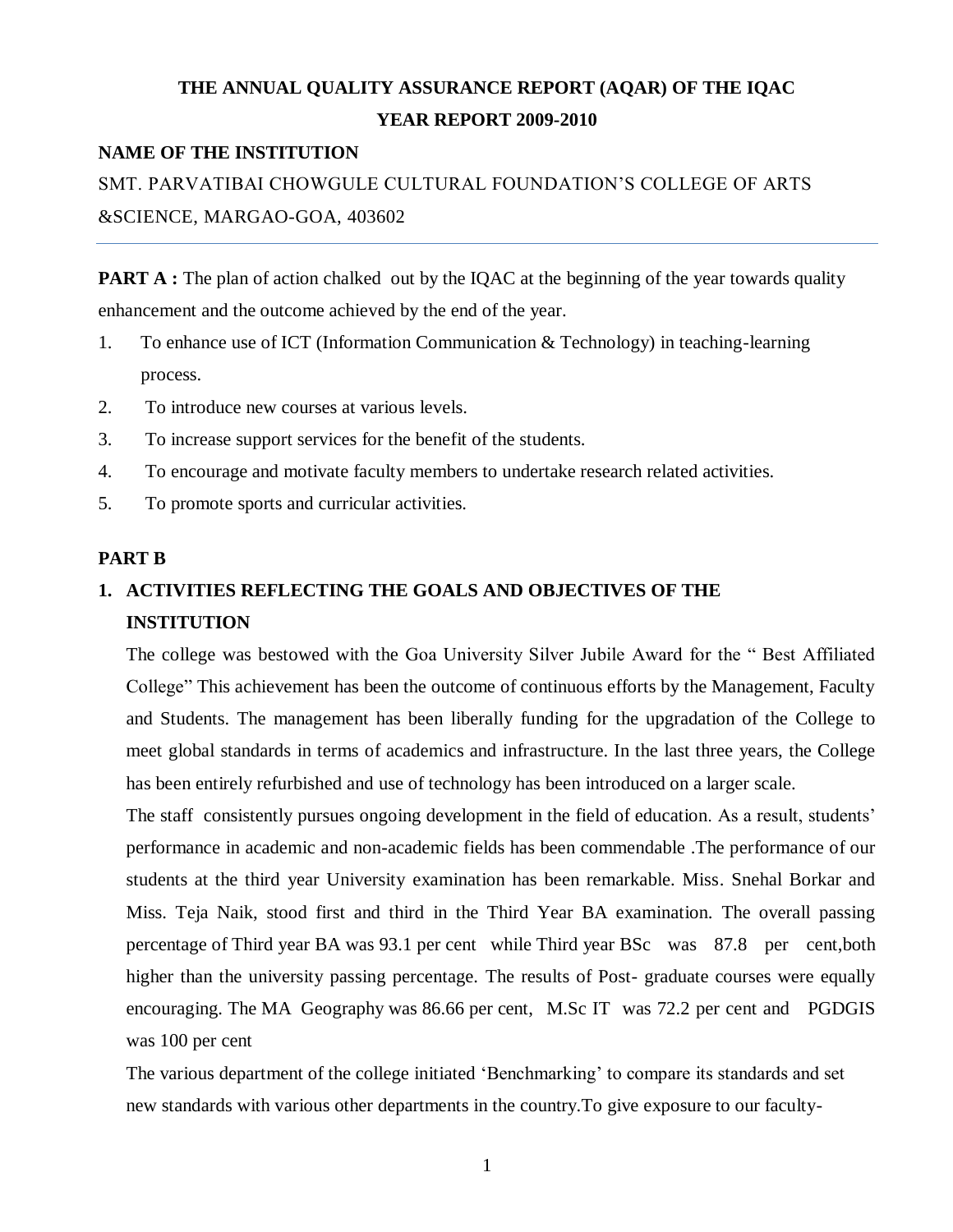# THE ANNUAL QUALITY ASSURANCE REPORT (AQAR) OF THE IQAC
## YEAR REPORT 2009-2010

**NAME OF THE INSTITUTION**

SMT. PARVATIBAI CHOWGULE CULTURAL FOUNDATION'S COLLEGE OF ARTS &SCIENCE, MARGAO-GOA, 403602

---

**PART A :** The plan of action chalked out by the IQAC at the beginning of the year towards quality enhancement and the outcome achieved by the end of the year.

1. To enhance use of ICT (Information Communication & Technology) in teaching-learning process.
2. To introduce new courses at various levels.
3. To increase support services for the benefit of the students.
4. To encourage and motivate faculty members to undertake research related activities.
5. To promote sports and curricular activities.

**PART B**

**1. ACTIVITIES REFLECTING THE GOALS AND OBJECTIVES OF THE INSTITUTION**

The college was bestowed with the Goa University Silver Jubile Award for the " Best Affiliated College" This achievement has been the outcome of continuous efforts by the Management, Faculty and Students. The management has been liberally funding for the upgradation of the College to meet global standards in terms of academics and infrastructure. In the last three years, the College has been entirely refurbished and use of technology has been introduced on a larger scale.

The staff consistently pursues ongoing development in the field of education. As a result, students' performance in academic and non-academic fields has been commendable .The performance of our students at the third year University examination has been remarkable. Miss. Snehal Borkar and Miss. Teja Naik, stood first and third in the Third Year BA examination. The overall passing percentage of Third year BA was 93.1 per cent while Third year BSc was 87.8 per cent,both higher than the university passing percentage. The results of Post- graduate courses were equally encouraging. The MA Geography was 86.66 per cent, M.Sc IT was 72.2 per cent and PGDGIS was 100 per cent

The various department of the college initiated 'Benchmarking' to compare its standards and set new standards with various other departments in the country.To give exposure to our faculty-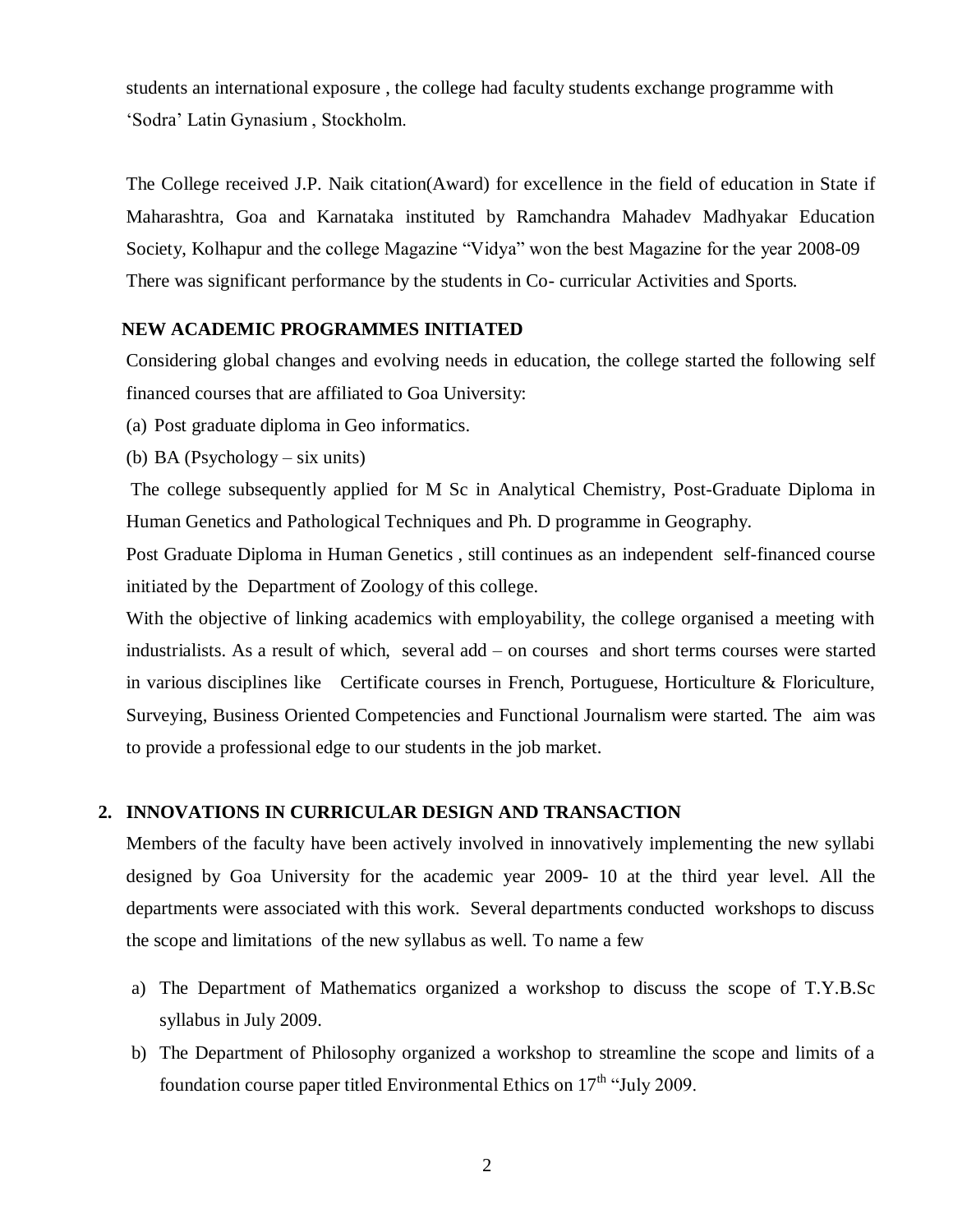students an international exposure , the college had faculty students exchange programme with 'Sodra' Latin Gynasium , Stockholm.

The College received J.P. Naik citation(Award) for excellence in the field of education in State if Maharashtra, Goa and Karnataka instituted by Ramchandra Mahadev Madhyakar Education Society, Kolhapur and the college Magazine "Vidya" won the best Magazine for the year 2008-09 There was significant performance by the students in Co- curricular Activities and Sports.

**NEW ACADEMIC PROGRAMMES INITIATED**

Considering global changes and evolving needs in education, the college started the following self financed courses that are affiliated to Goa University:

(a) Post graduate diploma in Geo informatics.

(b) BA (Psychology – six units)

The college subsequently applied for M Sc in Analytical Chemistry, Post-Graduate Diploma in Human Genetics and Pathological Techniques and Ph. D programme in Geography.

Post Graduate Diploma in Human Genetics , still continues as an independent self-financed course initiated by the Department of Zoology of this college.

With the objective of linking academics with employability, the college organised a meeting with industrialists. As a result of which, several add – on courses and short terms courses were started in various disciplines like Certificate courses in French, Portuguese, Horticulture & Floriculture, Surveying, Business Oriented Competencies and Functional Journalism were started. The aim was to provide a professional edge to our students in the job market.

## 2. INNOVATIONS IN CURRICULAR DESIGN AND TRANSACTION

Members of the faculty have been actively involved in innovatively implementing the new syllabi designed by Goa University for the academic year 2009- 10 at the third year level. All the departments were associated with this work. Several departments conducted workshops to discuss the scope and limitations of the new syllabus as well. To name a few

a) The Department of Mathematics organized a workshop to discuss the scope of T.Y.B.Sc syllabus in July 2009.

b) The Department of Philosophy organized a workshop to streamline the scope and limits of a foundation course paper titled Environmental Ethics on 17th "July 2009.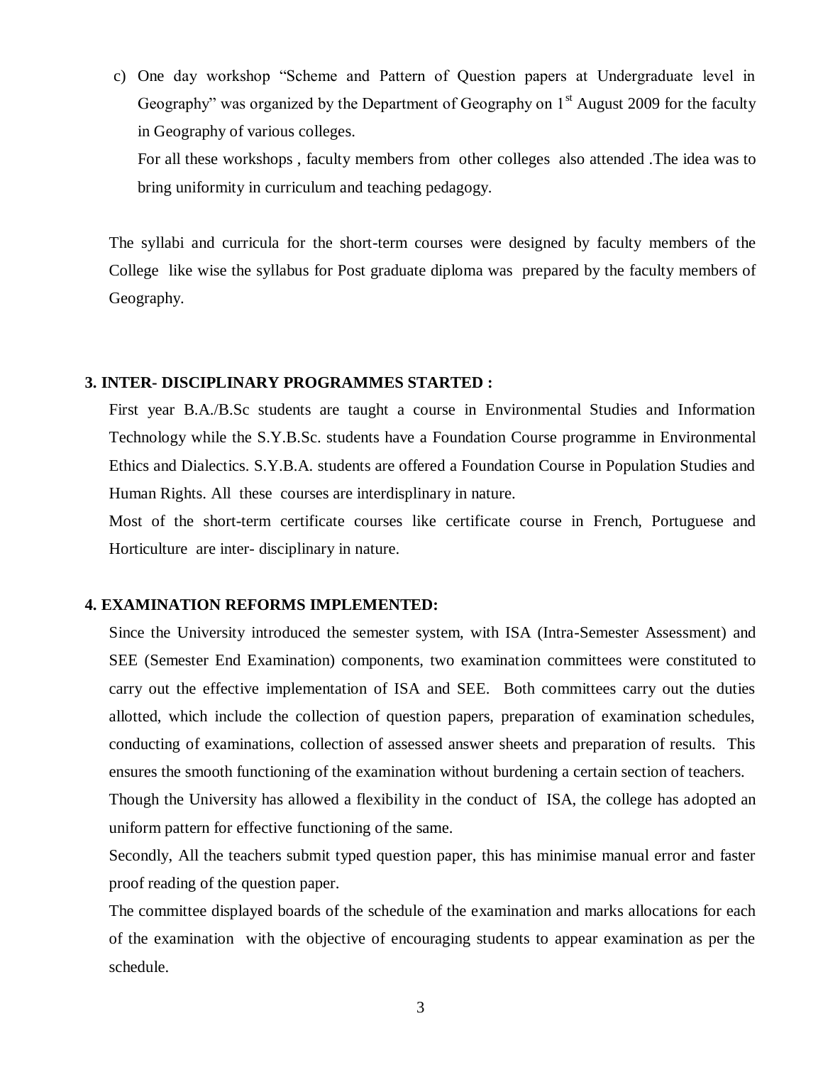c) One day workshop "Scheme and Pattern of Question papers at Undergraduate level in Geography" was organized by the Department of Geography on 1st August 2009 for the faculty in Geography of various colleges.

   For all these workshops , faculty members from other colleges also attended .The idea was to bring uniformity in curriculum and teaching pedagogy.

The syllabi and curricula for the short-term courses were designed by faculty members of the College like wise the syllabus for Post graduate diploma was prepared by the faculty members of Geography.

### 3. INTER- DISCIPLINARY PROGRAMMES STARTED :

First year B.A./B.Sc students are taught a course in Environmental Studies and Information Technology while the S.Y.B.Sc. students have a Foundation Course programme in Environmental Ethics and Dialectics. S.Y.B.A. students are offered a Foundation Course in Population Studies and Human Rights. All these courses are interdisplinary in nature.

Most of the short-term certificate courses like certificate course in French, Portuguese and Horticulture are inter- disciplinary in nature.

### 4. EXAMINATION REFORMS IMPLEMENTED:

Since the University introduced the semester system, with ISA (Intra-Semester Assessment) and SEE (Semester End Examination) components, two examination committees were constituted to carry out the effective implementation of ISA and SEE. Both committees carry out the duties allotted, which include the collection of question papers, preparation of examination schedules, conducting of examinations, collection of assessed answer sheets and preparation of results. This ensures the smooth functioning of the examination without burdening a certain section of teachers.

Though the University has allowed a flexibility in the conduct of ISA, the college has adopted an uniform pattern for effective functioning of the same.

Secondly, All the teachers submit typed question paper, this has minimise manual error and faster proof reading of the question paper.

The committee displayed boards of the schedule of the examination and marks allocations for each of the examination with the objective of encouraging students to appear examination as per the schedule.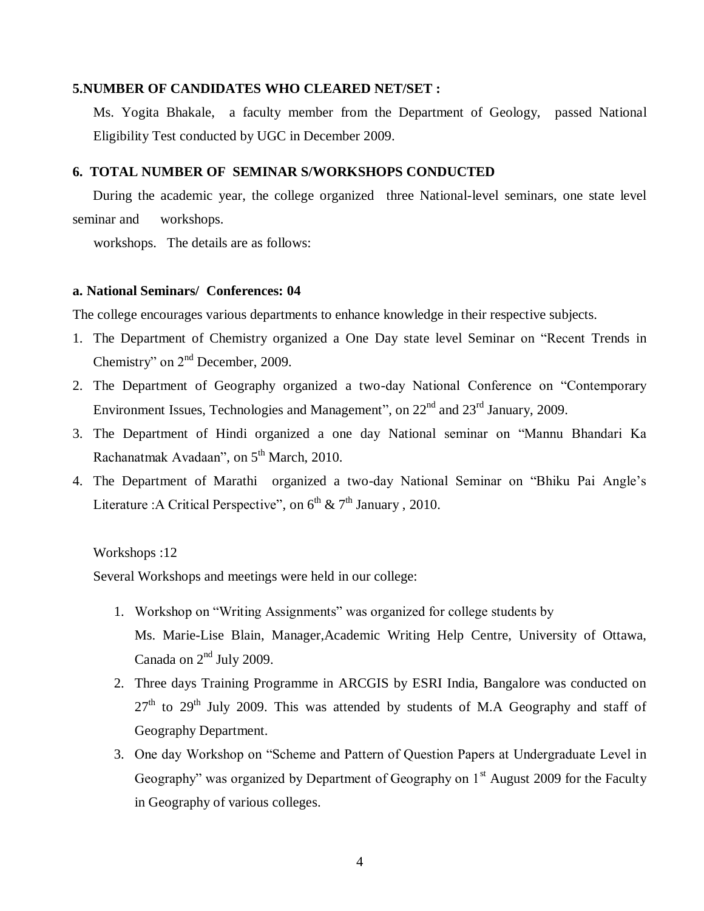### 5.NUMBER OF CANDIDATES WHO CLEARED NET/SET :

Ms. Yogita Bhakale, a faculty member from the Department of Geology, passed National Eligibility Test conducted by UGC in December 2009.

### 6. TOTAL NUMBER OF SEMINAR S/WORKSHOPS CONDUCTED

During the academic year, the college organized three National-level seminars, one state level seminar and workshops.

workshops. The details are as follows:

#### a. National Seminars/ Conferences: 04

The college encourages various departments to enhance knowledge in their respective subjects.

1. The Department of Chemistry organized a One Day state level Seminar on "Recent Trends in Chemistry" on 2nd December, 2009.
2. The Department of Geography organized a two-day National Conference on "Contemporary Environment Issues, Technologies and Management", on 22nd and 23rd January, 2009.
3. The Department of Hindi organized a one day National seminar on "Mannu Bhandari Ka Rachanatmak Avadaan", on 5th March, 2010.
4. The Department of Marathi organized a two-day National Seminar on "Bhiku Pai Angle's Literature :A Critical Perspective", on 6th & 7th January , 2010.

Workshops :12

Several Workshops and meetings were held in our college:

1. Workshop on "Writing Assignments" was organized for college students by Ms. Marie-Lise Blain, Manager,Academic Writing Help Centre, University of Ottawa, Canada on 2nd July 2009.
2. Three days Training Programme in ARCGIS by ESRI India, Bangalore was conducted on 27th to 29th July 2009. This was attended by students of M.A Geography and staff of Geography Department.
3. One day Workshop on "Scheme and Pattern of Question Papers at Undergraduate Level in Geography" was organized by Department of Geography on 1st August 2009 for the Faculty in Geography of various colleges.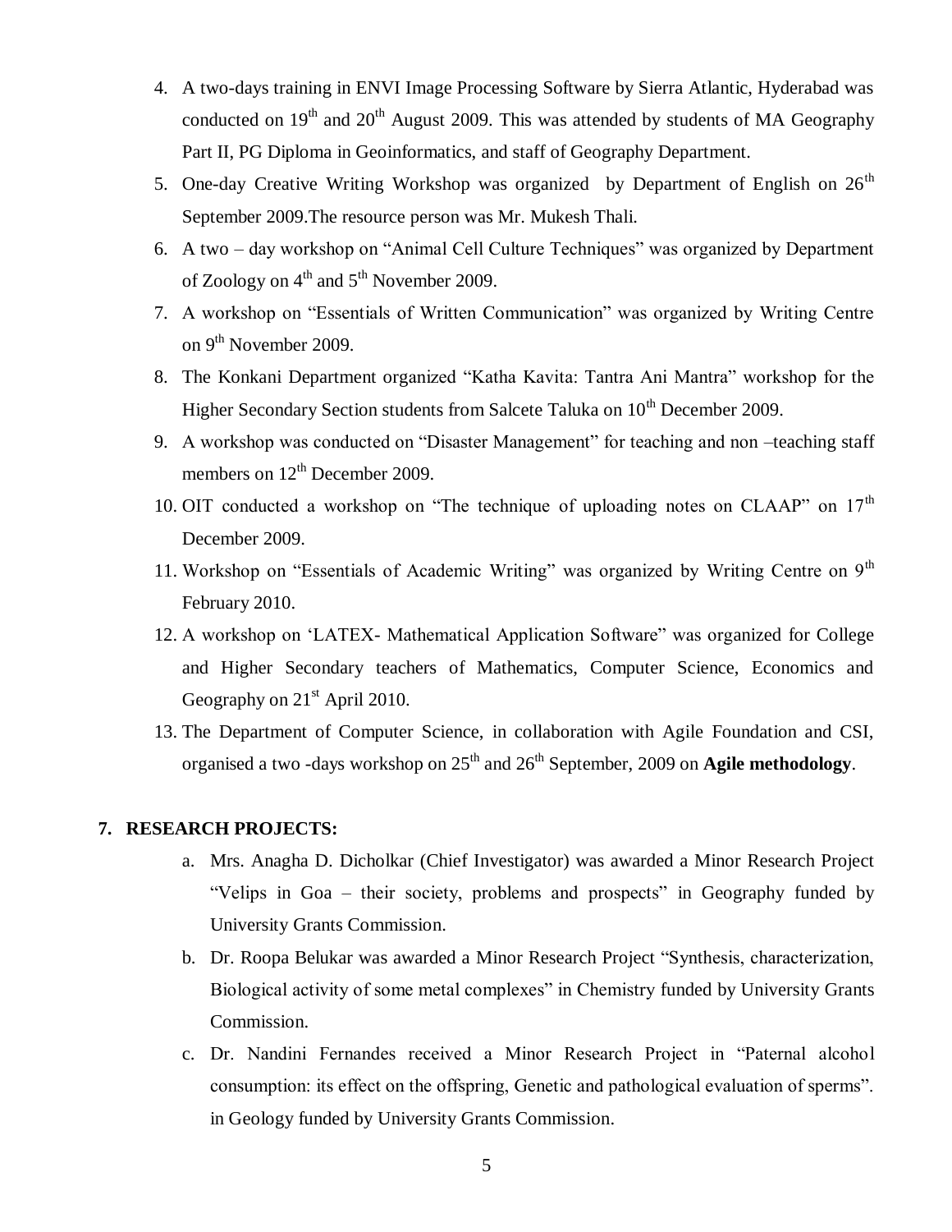4. A two-days training in ENVI Image Processing Software by Sierra Atlantic, Hyderabad was conducted on 19th and 20th August 2009. This was attended by students of MA Geography Part II, PG Diploma in Geoinformatics, and staff of Geography Department.
5. One-day Creative Writing Workshop was organized by Department of English on 26th September 2009.The resource person was Mr. Mukesh Thali.
6. A two – day workshop on "Animal Cell Culture Techniques" was organized by Department of Zoology on 4th and 5th November 2009.
7. A workshop on "Essentials of Written Communication" was organized by Writing Centre on 9th November 2009.
8. The Konkani Department organized "Katha Kavita: Tantra Ani Mantra" workshop for the Higher Secondary Section students from Salcete Taluka on 10th December 2009.
9. A workshop was conducted on "Disaster Management" for teaching and non –teaching staff members on 12th December 2009.
10. OIT conducted a workshop on "The technique of uploading notes on CLAAP" on 17th December 2009.
11. Workshop on "Essentials of Academic Writing" was organized by Writing Centre on 9th February 2010.
12. A workshop on 'LATEX- Mathematical Application Software" was organized for College and Higher Secondary teachers of Mathematics, Computer Science, Economics and Geography on 21st April 2010.
13. The Department of Computer Science, in collaboration with Agile Foundation and CSI, organised a two -days workshop on 25th and 26th September, 2009 on **Agile methodology**.

## 7. RESEARCH PROJECTS:

a. Mrs. Anagha D. Dicholkar (Chief Investigator) was awarded a Minor Research Project "Velips in Goa – their society, problems and prospects" in Geography funded by University Grants Commission.

b. Dr. Roopa Belukar was awarded a Minor Research Project "Synthesis, characterization, Biological activity of some metal complexes" in Chemistry funded by University Grants Commission.

c. Dr. Nandini Fernandes received a Minor Research Project in "Paternal alcohol consumption: its effect on the offspring, Genetic and pathological evaluation of sperms". in Geology funded by University Grants Commission.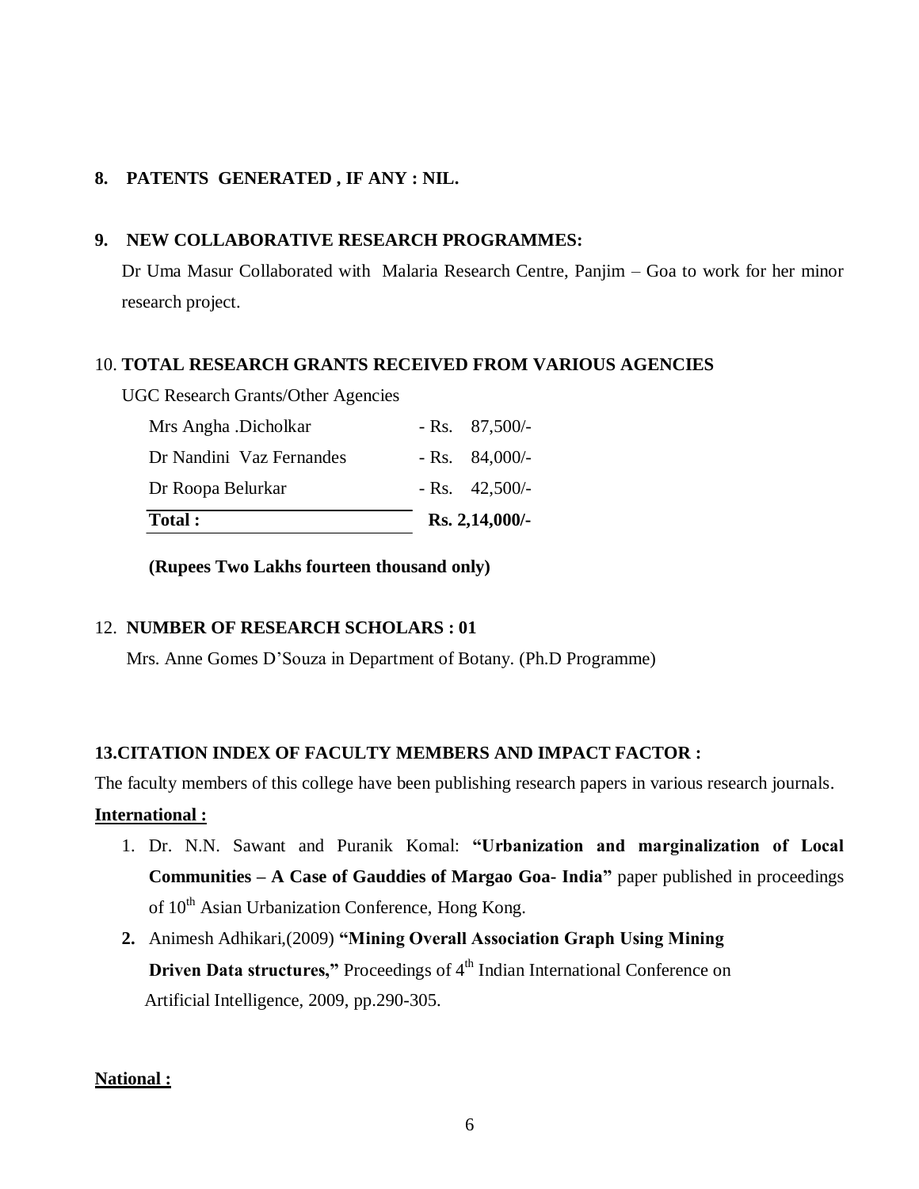## 8. PATENTS GENERATED , IF ANY : NIL.

## 9. NEW COLLABORATIVE RESEARCH PROGRAMMES:

Dr Uma Masur Collaborated with Malaria Research Centre, Panjim – Goa to work for her minor research project.

## 10. TOTAL RESEARCH GRANTS RECEIVED FROM VARIOUS AGENCIES

UGC Research Grants/Other Agencies

| | |
|---|---|
| Mrs Angha .Dicholkar | - Rs. 87,500/- |
| Dr Nandini Vaz Fernandes | - Rs. 84,000/- |
| Dr Roopa Belurkar | - Rs. 42,500/- |
| **Total :** | **Rs. 2,14,000/-** |

**(Rupees Two Lakhs fourteen thousand only)**

## 12. NUMBER OF RESEARCH SCHOLARS : 01

Mrs. Anne Gomes D'Souza in Department of Botany. (Ph.D Programme)

## 13.CITATION INDEX OF FACULTY MEMBERS AND IMPACT FACTOR :

The faculty members of this college have been publishing research papers in various research journals.

**International :**

1. Dr. N.N. Sawant and Puranik Komal: **"Urbanization and marginalization of Local Communities – A Case of Gauddies of Margao Goa- India"** paper published in proceedings of 10th Asian Urbanization Conference, Hong Kong.
2. Animesh Adhikari,(2009) **"Mining Overall Association Graph Using Mining Driven Data structures,"** Proceedings of 4th Indian International Conference on Artificial Intelligence, 2009, pp.290-305.

**National :**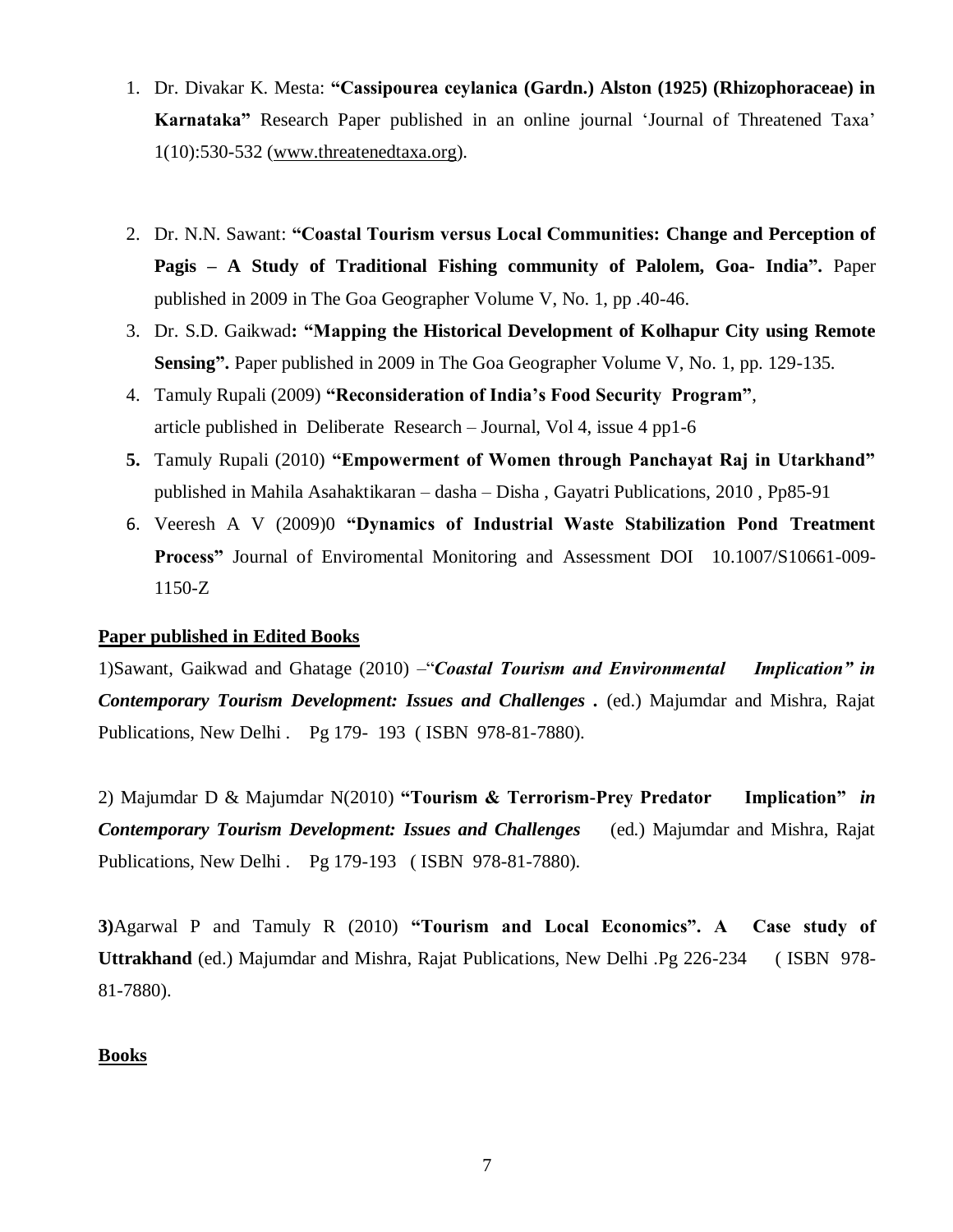1. Dr. Divakar K. Mesta: **"Cassipourea ceylanica (Gardn.) Alston (1925) (Rhizophoraceae) in Karnataka"** Research Paper published in an online journal 'Journal of Threatened Taxa' 1(10):530-532 (www.threatenedtaxa.org).

2. Dr. N.N. Sawant: **"Coastal Tourism versus Local Communities: Change and Perception of Pagis – A Study of Traditional Fishing community of Palolem, Goa- India".** Paper published in 2009 in The Goa Geographer Volume V, No. 1, pp .40-46.
3. Dr. S.D. Gaikwad**: "Mapping the Historical Development of Kolhapur City using Remote Sensing".** Paper published in 2009 in The Goa Geographer Volume V, No. 1, pp. 129-135.
4. Tamuly Rupali (2009) **"Reconsideration of India's Food Security Program"**, article published in Deliberate Research – Journal, Vol 4, issue 4 pp1-6
5. Tamuly Rupali (2010) **"Empowerment of Women through Panchayat Raj in Utarkhand"** published in Mahila Asahaktikaran – dasha – Disha , Gayatri Publications, 2010 , Pp85-91
6. Veeresh A V (2009)0 **"Dynamics of Industrial Waste Stabilization Pond Treatment Process"** Journal of Enviromental Monitoring and Assessment DOI 10.1007/S10661-009-1150-Z

**Paper published in Edited Books**

1)Sawant, Gaikwad and Ghatage (2010) –"***Coastal Tourism and Environmental Implication" in Contemporary Tourism Development: Issues and Challenges*** **.** (ed.) Majumdar and Mishra, Rajat Publications, New Delhi . Pg 179- 193 ( ISBN 978-81-7880).

2) Majumdar D & Majumdar N(2010) **"Tourism & Terrorism-Prey Predator Implication"** ***in Contemporary Tourism Development: Issues and Challenges*** (ed.) Majumdar and Mishra, Rajat Publications, New Delhi . Pg 179-193 ( ISBN 978-81-7880).

**3)**Agarwal P and Tamuly R (2010) **"Tourism and Local Economics". A Case study of Uttrakhand** (ed.) Majumdar and Mishra, Rajat Publications, New Delhi .Pg 226-234 ( ISBN 978-81-7880).

**Books**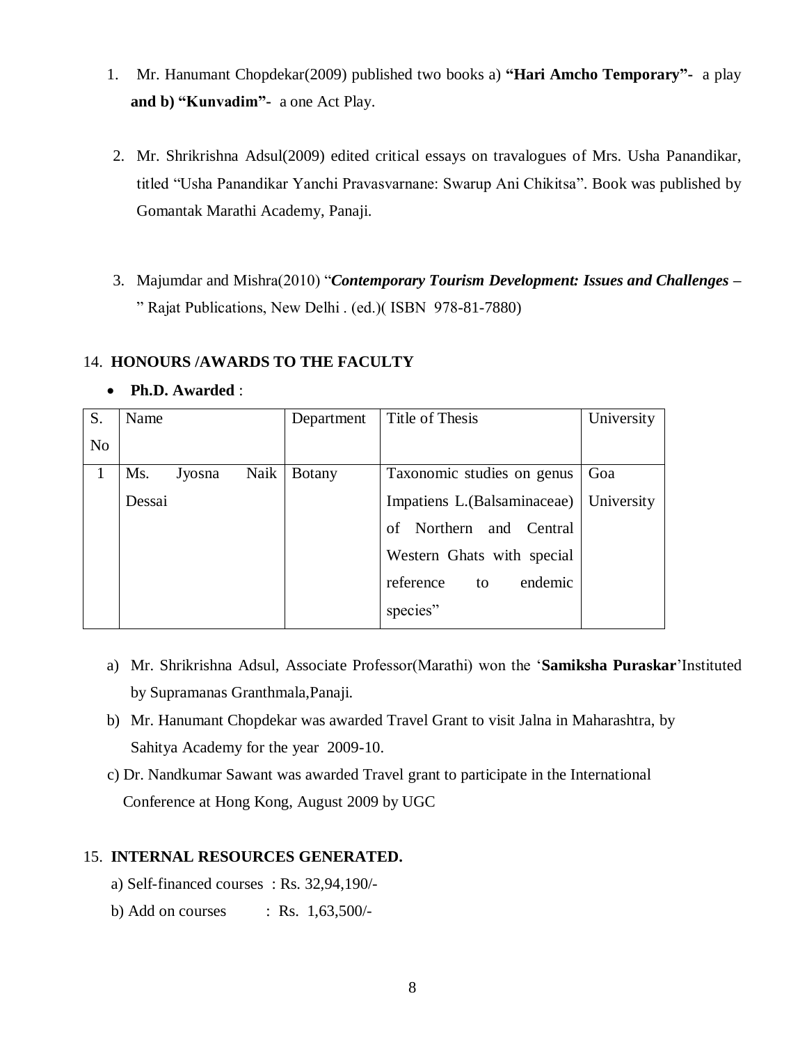1. Mr. Hanumant Chopdekar(2009) published two books a) **"Hari Amcho Temporary"-** a play **and b) "Kunvadim"-** a one Act Play.

2. Mr. Shrikrishna Adsul(2009) edited critical essays on travalogues of Mrs. Usha Panandikar, titled "Usha Panandikar Yanchi Pravasvarnane: Swarup Ani Chikitsa". Book was published by Gomantak Marathi Academy, Panaji.

3. Majumdar and Mishra(2010) "***Contemporary Tourism Development: Issues and Challenges –*** " Rajat Publications, New Delhi . (ed.)( ISBN 978-81-7880)

## 14. HONOURS /AWARDS TO THE FACULTY

- **Ph.D. Awarded** :

| S. No | Name | Department | Title of Thesis | University |
|---|---|---|---|---|
| 1 | Ms. Jyosna Naik Dessai | Botany | Taxonomic studies on genus Impatiens L.(Balsaminaceae) of Northern and Central Western Ghats with special reference to endemic species" | Goa University |

a) Mr. Shrikrishna Adsul, Associate Professor(Marathi) won the '**Samiksha Puraskar**'Instituted by Supramanas Granthmala,Panaji.

b) Mr. Hanumant Chopdekar was awarded Travel Grant to visit Jalna in Maharashtra, by Sahitya Academy for the year 2009-10.

c) Dr. Nandkumar Sawant was awarded Travel grant to participate in the International Conference at Hong Kong, August 2009 by UGC

## 15. INTERNAL RESOURCES GENERATED.

a) Self-financed courses : Rs. 32,94,190/-

b) Add on courses : Rs. 1,63,500/-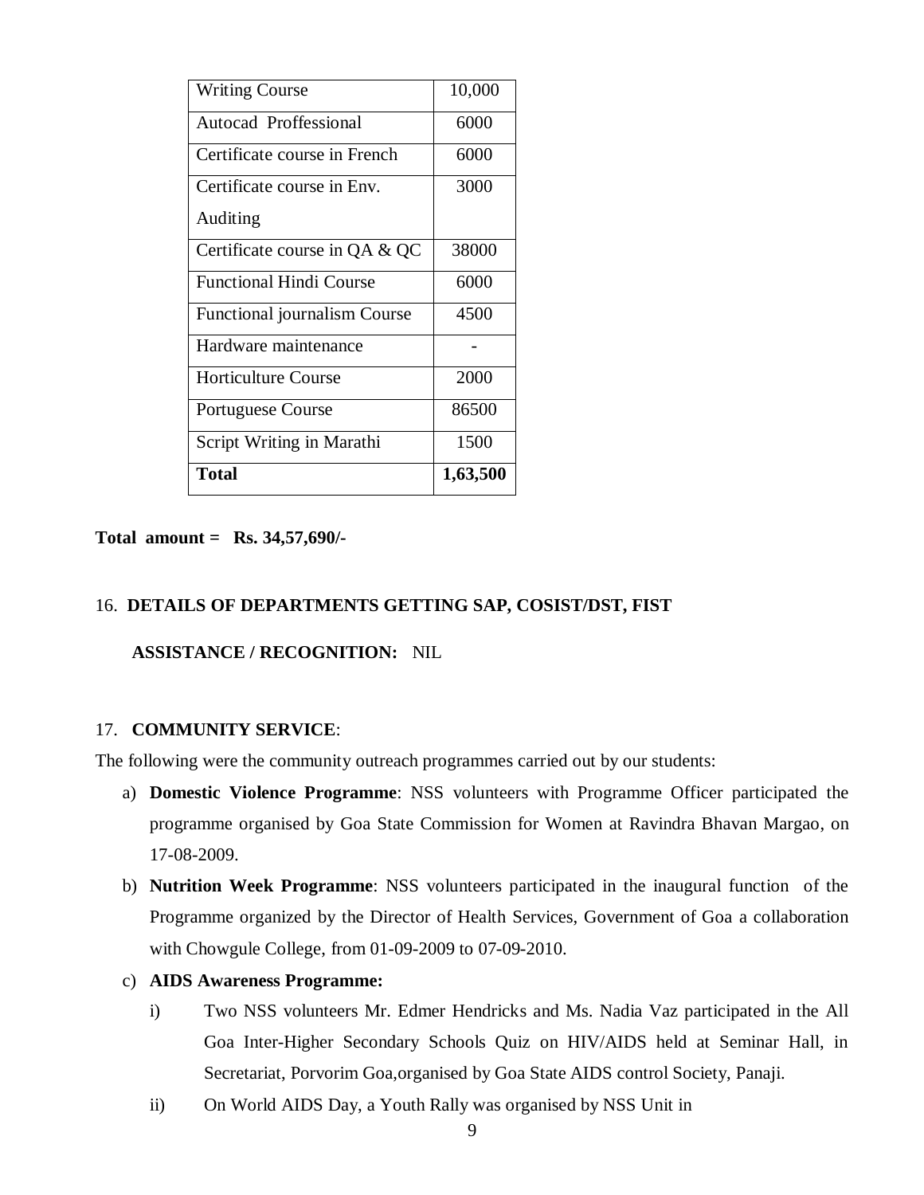| Writing Course | 10,000 |
| --- | --- |
| Autocad Proffessional | 6000 |
| Certificate course in French | 6000 |
| Certificate course in Env. Auditing | 3000 |
| Certificate course in QA & QC | 38000 |
| Functional Hindi Course | 6000 |
| Functional journalism Course | 4500 |
| Hardware maintenance | - |
| Horticulture Course | 2000 |
| Portuguese Course | 86500 |
| Script Writing in Marathi | 1500 |
| **Total** | **1,63,500** |

**Total amount = Rs. 34,57,690/-**

16. **DETAILS OF DEPARTMENTS GETTING SAP, COSIST/DST, FIST ASSISTANCE / RECOGNITION:** NIL

17. **COMMUNITY SERVICE**:

The following were the community outreach programmes carried out by our students:

a) **Domestic Violence Programme**: NSS volunteers with Programme Officer participated the programme organised by Goa State Commission for Women at Ravindra Bhavan Margao, on 17-08-2009.

b) **Nutrition Week Programme**: NSS volunteers participated in the inaugural function of the Programme organized by the Director of Health Services, Government of Goa a collaboration with Chowgule College, from 01-09-2009 to 07-09-2010.

c) **AIDS Awareness Programme:**

   i) Two NSS volunteers Mr. Edmer Hendricks and Ms. Nadia Vaz participated in the All Goa Inter-Higher Secondary Schools Quiz on HIV/AIDS held at Seminar Hall, in Secretariat, Porvorim Goa,organised by Goa State AIDS control Society, Panaji.

   ii) On World AIDS Day, a Youth Rally was organised by NSS Unit in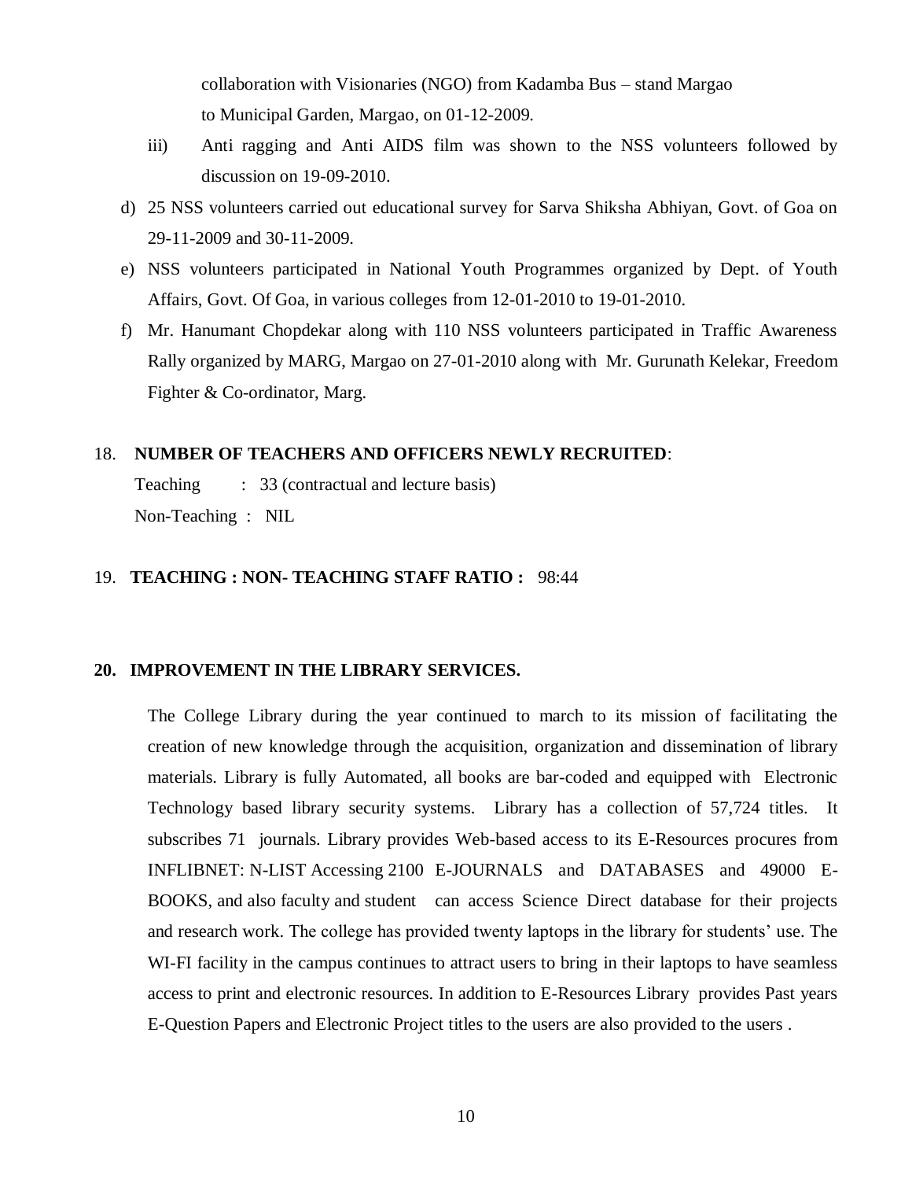collaboration with Visionaries (NGO) from Kadamba Bus – stand Margao to Municipal Garden, Margao, on 01-12-2009.

iii) Anti ragging and Anti AIDS film was shown to the NSS volunteers followed by discussion on 19-09-2010.

d) 25 NSS volunteers carried out educational survey for Sarva Shiksha Abhiyan, Govt. of Goa on 29-11-2009 and 30-11-2009.

e) NSS volunteers participated in National Youth Programmes organized by Dept. of Youth Affairs, Govt. Of Goa, in various colleges from 12-01-2010 to 19-01-2010.

f) Mr. Hanumant Chopdekar along with 110 NSS volunteers participated in Traffic Awareness Rally organized by MARG, Margao on 27-01-2010 along with Mr. Gurunath Kelekar, Freedom Fighter & Co-ordinator, Marg.

18. **NUMBER OF TEACHERS AND OFFICERS NEWLY RECRUITED**:

Teaching : 33 (contractual and lecture basis)

Non-Teaching : NIL

19. **TEACHING : NON- TEACHING STAFF RATIO :** 98:44

## 20. IMPROVEMENT IN THE LIBRARY SERVICES.

The College Library during the year continued to march to its mission of facilitating the creation of new knowledge through the acquisition, organization and dissemination of library materials. Library is fully Automated, all books are bar-coded and equipped with Electronic Technology based library security systems. Library has a collection of 57,724 titles. It subscribes 71 journals. Library provides Web-based access to its E-Resources procures from INFLIBNET: N-LIST Accessing 2100 E-JOURNALS and DATABASES and 49000 E-BOOKS, and also faculty and student can access Science Direct database for their projects and research work. The college has provided twenty laptops in the library for students' use. The WI-FI facility in the campus continues to attract users to bring in their laptops to have seamless access to print and electronic resources. In addition to E-Resources Library provides Past years E-Question Papers and Electronic Project titles to the users are also provided to the users .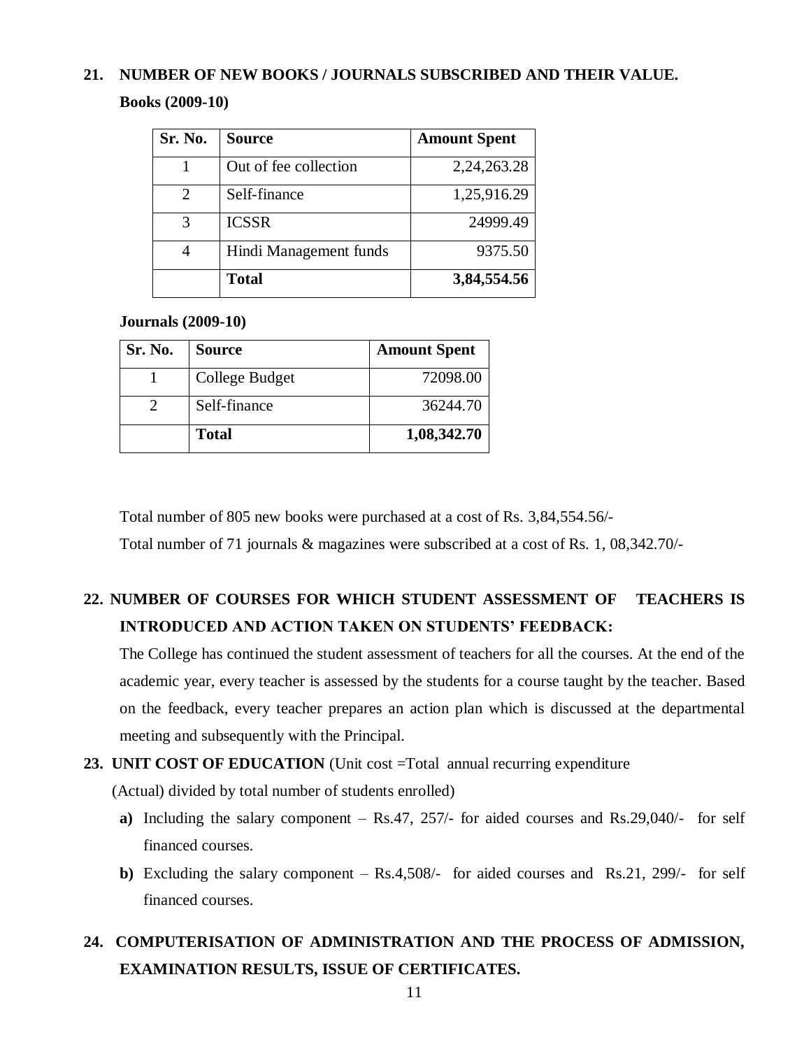## 21. NUMBER OF NEW BOOKS / JOURNALS SUBSCRIBED AND THEIR VALUE.

**Books (2009-10)**

| Sr. No. | Source | Amount Spent |
|---|---|---|
| 1 | Out of fee collection | 2,24,263.28 |
| 2 | Self-finance | 1,25,916.29 |
| 3 | ICSSR | 24999.49 |
| 4 | Hindi Management funds | 9375.50 |
| | **Total** | **3,84,554.56** |

**Journals (2009-10)**

| Sr. No. | Source | Amount Spent |
|---|---|---|
| 1 | College Budget | 72098.00 |
| 2 | Self-finance | 36244.70 |
| | **Total** | **1,08,342.70** |

Total number of 805 new books were purchased at a cost of Rs. 3,84,554.56/-

Total number of 71 journals & magazines were subscribed at a cost of Rs. 1, 08,342.70/-

## 22. NUMBER OF COURSES FOR WHICH STUDENT ASSESSMENT OF TEACHERS IS INTRODUCED AND ACTION TAKEN ON STUDENTS' FEEDBACK:

The College has continued the student assessment of teachers for all the courses. At the end of the academic year, every teacher is assessed by the students for a course taught by the teacher. Based on the feedback, every teacher prepares an action plan which is discussed at the departmental meeting and subsequently with the Principal.

## 23. UNIT COST OF EDUCATION (Unit cost =Total annual recurring expenditure (Actual) divided by total number of students enrolled)

**a)** Including the salary component – Rs.47, 257/- for aided courses and Rs.29,040/- for self financed courses.

**b)** Excluding the salary component – Rs.4,508/- for aided courses and Rs.21, 299/- for self financed courses.

## 24. COMPUTERISATION OF ADMINISTRATION AND THE PROCESS OF ADMISSION, EXAMINATION RESULTS, ISSUE OF CERTIFICATES.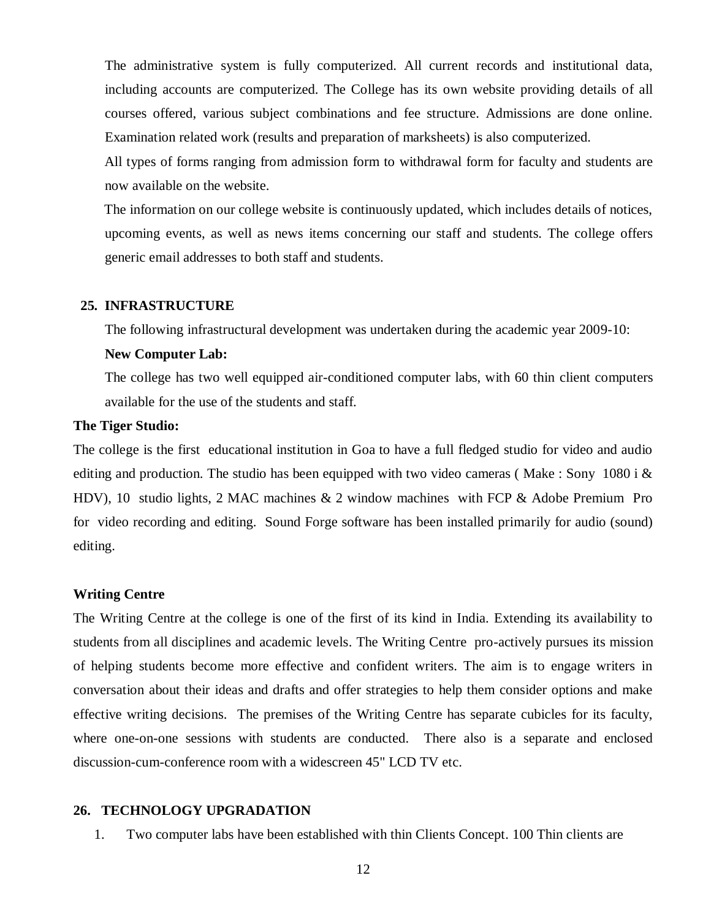The administrative system is fully computerized. All current records and institutional data, including accounts are computerized. The College has its own website providing details of all courses offered, various subject combinations and fee structure. Admissions are done online. Examination related work (results and preparation of marksheets) is also computerized.

All types of forms ranging from admission form to withdrawal form for faculty and students are now available on the website.

The information on our college website is continuously updated, which includes details of notices, upcoming events, as well as news items concerning our staff and students. The college offers generic email addresses to both staff and students.

## 25. INFRASTRUCTURE

The following infrastructural development was undertaken during the academic year 2009-10:

**New Computer Lab:**

The college has two well equipped air-conditioned computer labs, with 60 thin client computers available for the use of the students and staff.

**The Tiger Studio:**

The college is the first educational institution in Goa to have a full fledged studio for video and audio editing and production. The studio has been equipped with two video cameras ( Make : Sony 1080 i & HDV), 10 studio lights, 2 MAC machines & 2 window machines with FCP & Adobe Premium Pro for video recording and editing. Sound Forge software has been installed primarily for audio (sound) editing.

**Writing Centre**

The Writing Centre at the college is one of the first of its kind in India. Extending its availability to students from all disciplines and academic levels. The Writing Centre pro-actively pursues its mission of helping students become more effective and confident writers. The aim is to engage writers in conversation about their ideas and drafts and offer strategies to help them consider options and make effective writing decisions. The premises of the Writing Centre has separate cubicles for its faculty, where one-on-one sessions with students are conducted. There also is a separate and enclosed discussion-cum-conference room with a widescreen 45" LCD TV etc.

## 26. TECHNOLOGY UPGRADATION

1. Two computer labs have been established with thin Clients Concept. 100 Thin clients are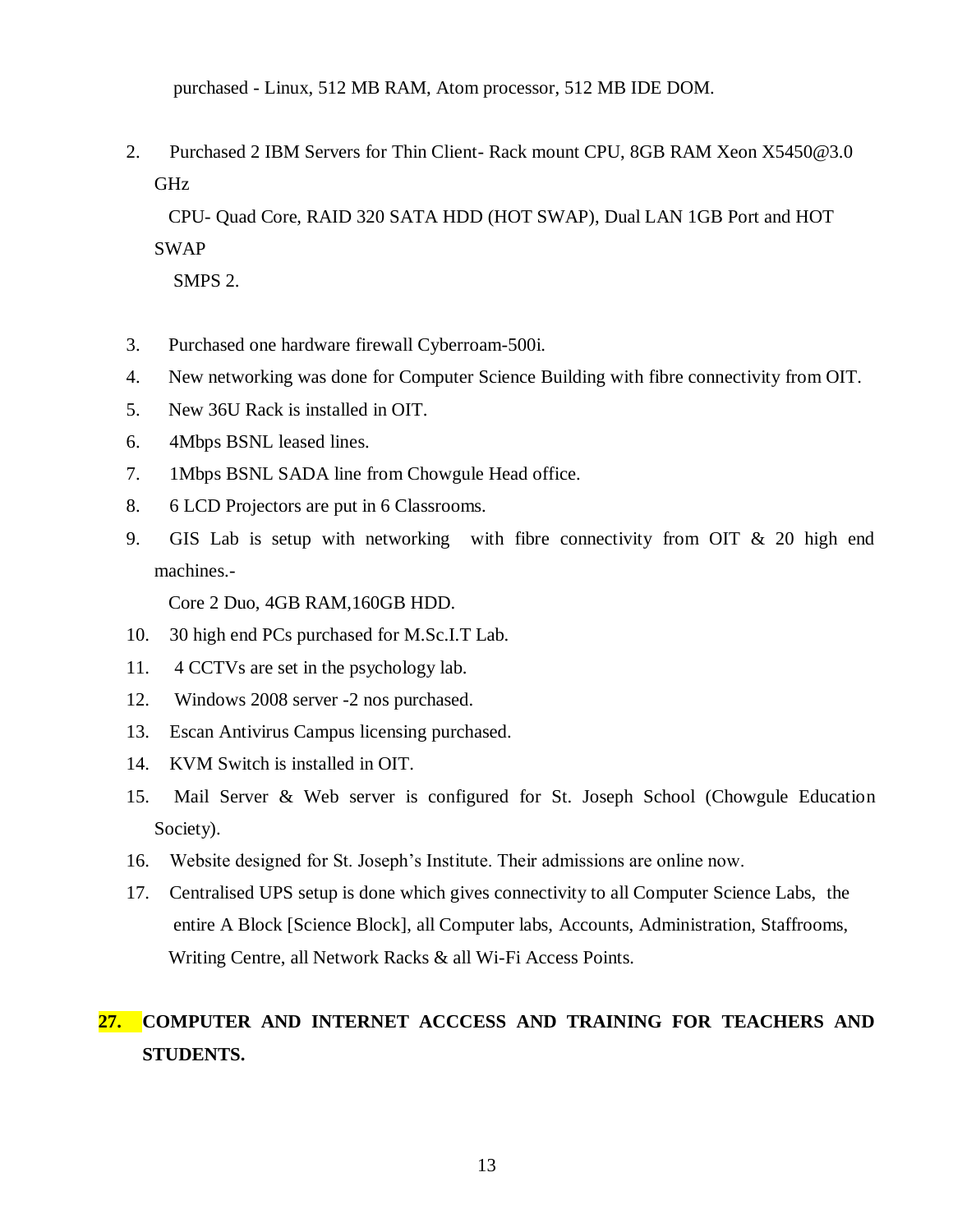purchased - Linux, 512 MB RAM, Atom processor, 512 MB IDE DOM.

2. Purchased 2 IBM Servers for Thin Client- Rack mount CPU, 8GB RAM Xeon X5450@3.0 GHz
   CPU- Quad Core, RAID 320 SATA HDD (HOT SWAP), Dual LAN 1GB Port and HOT SWAP
   SMPS 2.

3. Purchased one hardware firewall Cyberroam-500i.
4. New networking was done for Computer Science Building with fibre connectivity from OIT.
5. New 36U Rack is installed in OIT.
6. 4Mbps BSNL leased lines.
7. 1Mbps BSNL SADA line from Chowgule Head office.
8. 6 LCD Projectors are put in 6 Classrooms.
9. GIS Lab is setup with networking with fibre connectivity from OIT & 20 high end machines.-
   Core 2 Duo, 4GB RAM,160GB HDD.
10. 30 high end PCs purchased for M.Sc.I.T Lab.
11. 4 CCTVs are set in the psychology lab.
12. Windows 2008 server -2 nos purchased.
13. Escan Antivirus Campus licensing purchased.
14. KVM Switch is installed in OIT.
15. Mail Server & Web server is configured for St. Joseph School (Chowgule Education Society).
16. Website designed for St. Joseph's Institute. Their admissions are online now.
17. Centralised UPS setup is done which gives connectivity to all Computer Science Labs, the entire A Block [Science Block], all Computer labs, Accounts, Administration, Staffrooms, Writing Centre, all Network Racks & all Wi-Fi Access Points.

## 27. COMPUTER AND INTERNET ACCCESS AND TRAINING FOR TEACHERS AND STUDENTS.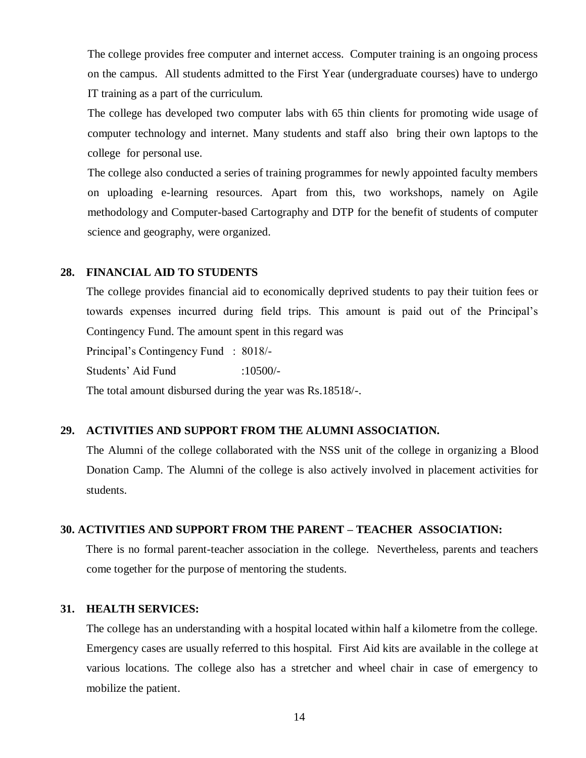The college provides free computer and internet access. Computer training is an ongoing process on the campus. All students admitted to the First Year (undergraduate courses) have to undergo IT training as a part of the curriculum.

The college has developed two computer labs with 65 thin clients for promoting wide usage of computer technology and internet. Many students and staff also bring their own laptops to the college for personal use.

The college also conducted a series of training programmes for newly appointed faculty members on uploading e-learning resources. Apart from this, two workshops, namely on Agile methodology and Computer-based Cartography and DTP for the benefit of students of computer science and geography, were organized.

## 28. FINANCIAL AID TO STUDENTS

The college provides financial aid to economically deprived students to pay their tuition fees or towards expenses incurred during field trips. This amount is paid out of the Principal's Contingency Fund. The amount spent in this regard was

Principal's Contingency Fund : 8018/-

Students' Aid Fund :10500/-

The total amount disbursed during the year was Rs.18518/-.

## 29. ACTIVITIES AND SUPPORT FROM THE ALUMNI ASSOCIATION.

The Alumni of the college collaborated with the NSS unit of the college in organizing a Blood Donation Camp. The Alumni of the college is also actively involved in placement activities for students.

## 30. ACTIVITIES AND SUPPORT FROM THE PARENT – TEACHER ASSOCIATION:

There is no formal parent-teacher association in the college. Nevertheless, parents and teachers come together for the purpose of mentoring the students.

## 31. HEALTH SERVICES:

The college has an understanding with a hospital located within half a kilometre from the college. Emergency cases are usually referred to this hospital. First Aid kits are available in the college at various locations. The college also has a stretcher and wheel chair in case of emergency to mobilize the patient.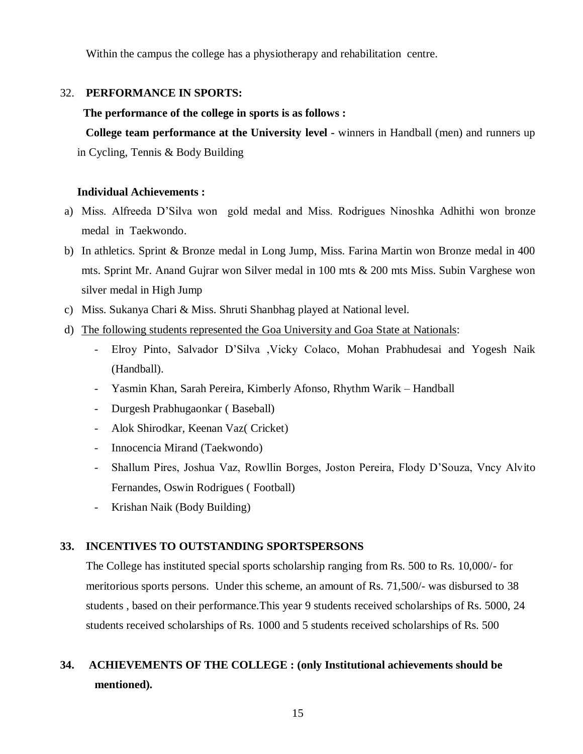Within the campus the college has a physiotherapy and rehabilitation centre.

## 32. PERFORMANCE IN SPORTS:

**The performance of the college in sports is as follows :**

**College team performance at the University level -** winners in Handball (men) and runners up in Cycling, Tennis & Body Building

**Individual Achievements :**

a) Miss. Alfreeda D'Silva won gold medal and Miss. Rodrigues Ninoshka Adhithi won bronze medal in Taekwondo.
b) In athletics. Sprint & Bronze medal in Long Jump, Miss. Farina Martin won Bronze medal in 400 mts. Sprint Mr. Anand Gujrar won Silver medal in 100 mts & 200 mts Miss. Subin Varghese won silver medal in High Jump
c) Miss. Sukanya Chari & Miss. Shruti Shanbhag played at National level.
d) <u>The following students represented the Goa University and Goa State at Nationals</u>:
    - Elroy Pinto, Salvador D'Silva ,Vicky Colaco, Mohan Prabhudesai and Yogesh Naik (Handball).
    - Yasmin Khan, Sarah Pereira, Kimberly Afonso, Rhythm Warik – Handball
    - Durgesh Prabhugaonkar ( Baseball)
    - Alok Shirodkar, Keenan Vaz( Cricket)
    - Innocencia Mirand (Taekwondo)
    - Shallum Pires, Joshua Vaz, Rowllin Borges, Joston Pereira, Flody D'Souza, Vncy Alvito Fernandes, Oswin Rodrigues ( Football)
    - Krishan Naik (Body Building)

## 33. INCENTIVES TO OUTSTANDING SPORTSPERSONS

The College has instituted special sports scholarship ranging from Rs. 500 to Rs. 10,000/- for meritorious sports persons. Under this scheme, an amount of Rs. 71,500/- was disbursed to 38 students , based on their performance.This year 9 students received scholarships of Rs. 5000, 24 students received scholarships of Rs. 1000 and 5 students received scholarships of Rs. 500

## 34. ACHIEVEMENTS OF THE COLLEGE : (only Institutional achievements should be mentioned).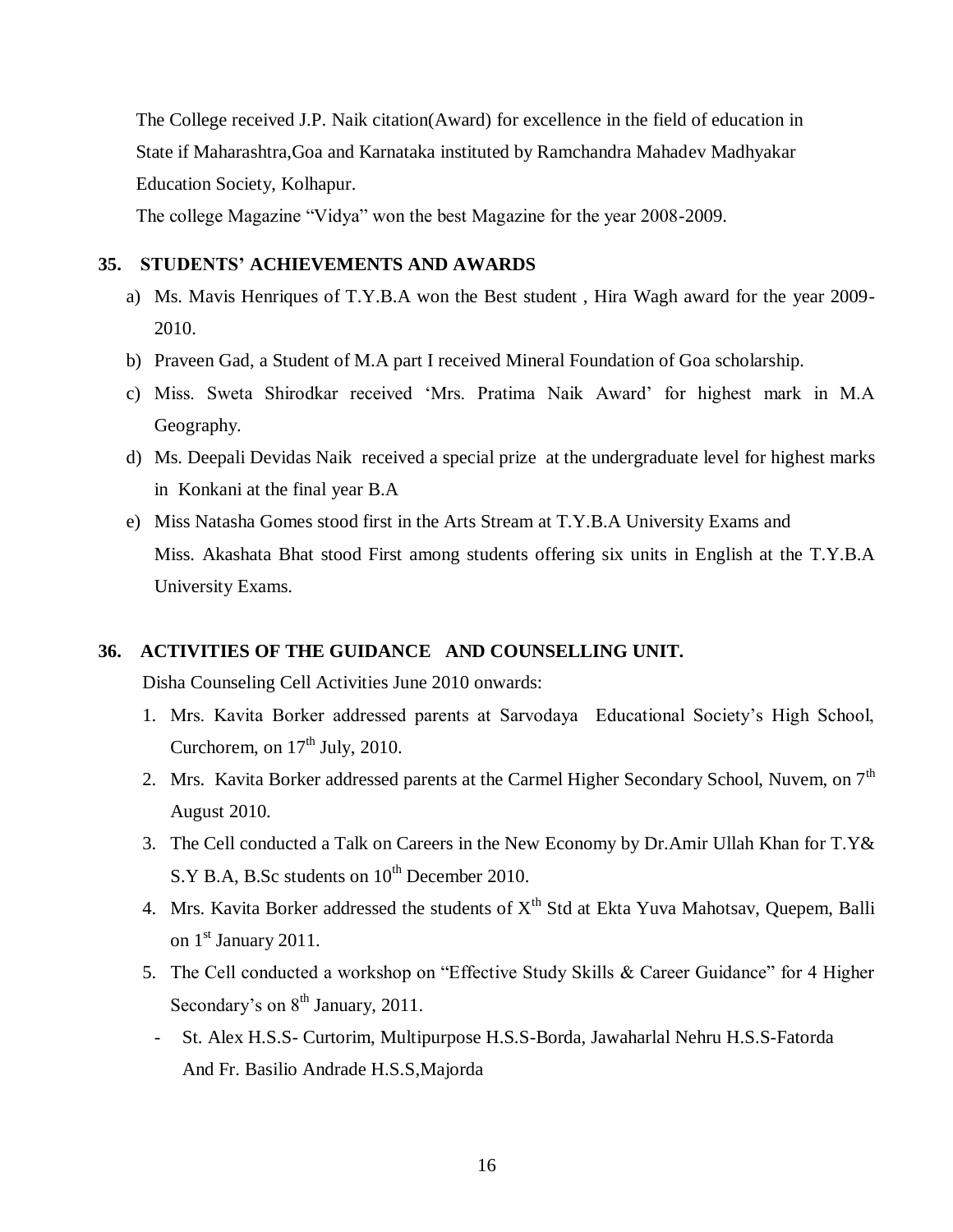The College received J.P. Naik citation(Award) for excellence in the field of education in State if Maharashtra,Goa and Karnataka instituted by Ramchandra Mahadev Madhyakar Education Society, Kolhapur.

The college Magazine "Vidya" won the best Magazine for the year 2008-2009.

## 35. STUDENTS' ACHIEVEMENTS AND AWARDS

a) Ms. Mavis Henriques of T.Y.B.A won the Best student , Hira Wagh award for the year 2009-2010.

b) Praveen Gad, a Student of M.A part I received Mineral Foundation of Goa scholarship.

c) Miss. Sweta Shirodkar received 'Mrs. Pratima Naik Award' for highest mark in M.A Geography.

d) Ms. Deepali Devidas Naik received a special prize at the undergraduate level for highest marks in Konkani at the final year B.A

e) Miss Natasha Gomes stood first in the Arts Stream at T.Y.B.A University Exams and Miss. Akashata Bhat stood First among students offering six units in English at the T.Y.B.A University Exams.

## 36. ACTIVITIES OF THE GUIDANCE AND COUNSELLING UNIT.

Disha Counseling Cell Activities June 2010 onwards:

1. Mrs. Kavita Borker addressed parents at Sarvodaya Educational Society's High School, Curchorem, on 17th July, 2010.
2. Mrs. Kavita Borker addressed parents at the Carmel Higher Secondary School, Nuvem, on 7th August 2010.
3. The Cell conducted a Talk on Careers in the New Economy by Dr.Amir Ullah Khan for T.Y& S.Y B.A, B.Sc students on 10th December 2010.
4. Mrs. Kavita Borker addressed the students of Xth Std at Ekta Yuva Mahotsav, Quepem, Balli on 1st January 2011.
5. The Cell conducted a workshop on "Effective Study Skills & Career Guidance" for 4 Higher Secondary's on 8th January, 2011.
   - St. Alex H.S.S- Curtorim, Multipurpose H.S.S-Borda, Jawaharlal Nehru H.S.S-Fatorda And Fr. Basilio Andrade H.S.S,Majorda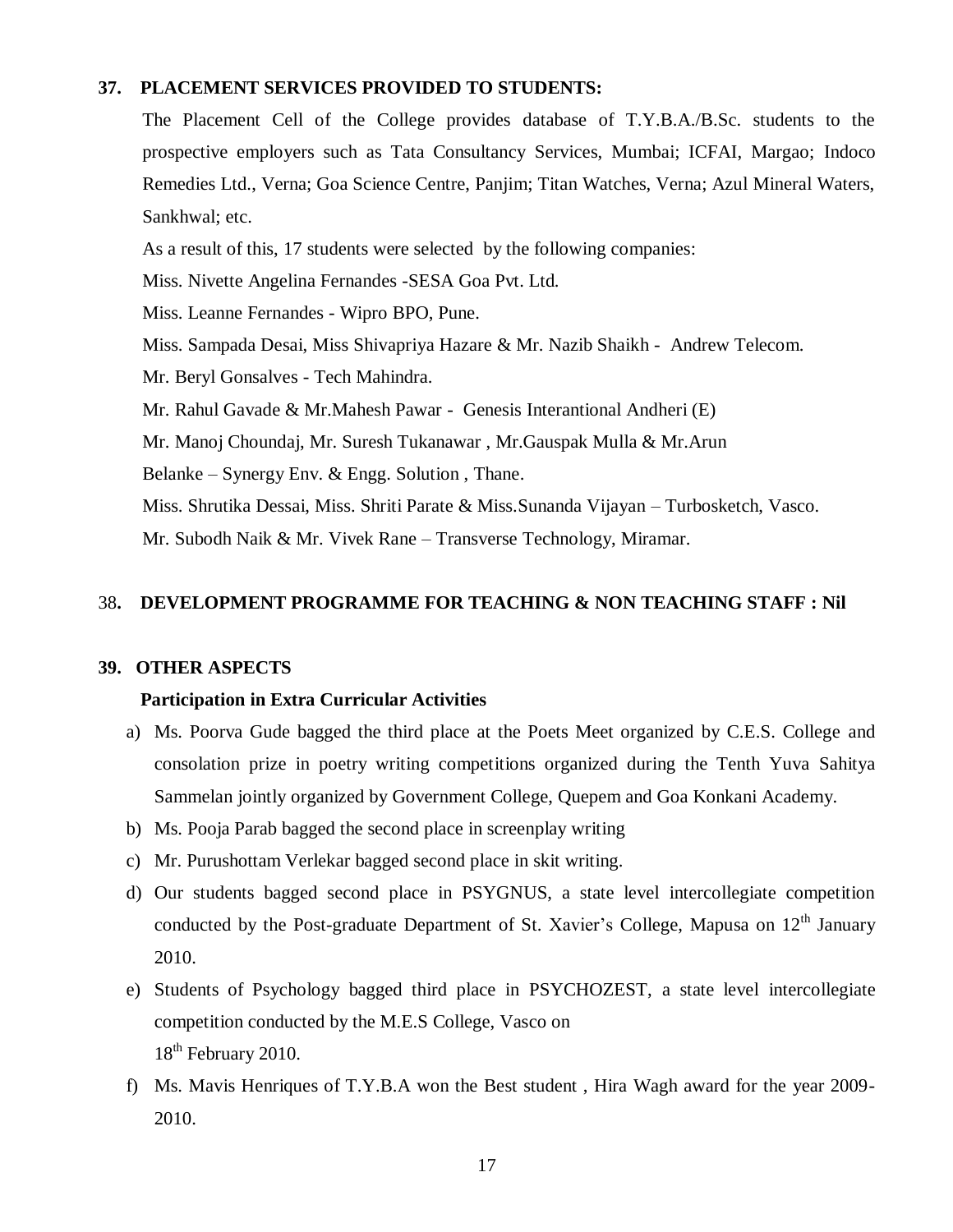## 37. PLACEMENT SERVICES PROVIDED TO STUDENTS:

The Placement Cell of the College provides database of T.Y.B.A./B.Sc. students to the prospective employers such as Tata Consultancy Services, Mumbai; ICFAI, Margao; Indoco Remedies Ltd., Verna; Goa Science Centre, Panjim; Titan Watches, Verna; Azul Mineral Waters, Sankhwal; etc.

As a result of this, 17 students were selected by the following companies:

Miss. Nivette Angelina Fernandes -SESA Goa Pvt. Ltd.

Miss. Leanne Fernandes - Wipro BPO, Pune.

Miss. Sampada Desai, Miss Shivapriya Hazare & Mr. Nazib Shaikh - Andrew Telecom.

Mr. Beryl Gonsalves - Tech Mahindra.

Mr. Rahul Gavade & Mr.Mahesh Pawar - Genesis Interantional Andheri (E)

Mr. Manoj Choundaj, Mr. Suresh Tukanawar , Mr.Gauspak Mulla & Mr.Arun Belanke – Synergy Env. & Engg. Solution , Thane.

Miss. Shrutika Dessai, Miss. Shriti Parate & Miss.Sunanda Vijayan – Turbosketch, Vasco.

Mr. Subodh Naik & Mr. Vivek Rane – Transverse Technology, Miramar.

## 38. DEVELOPMENT PROGRAMME FOR TEACHING & NON TEACHING STAFF : Nil

## 39. OTHER ASPECTS

**Participation in Extra Curricular Activities**

a) Ms. Poorva Gude bagged the third place at the Poets Meet organized by C.E.S. College and consolation prize in poetry writing competitions organized during the Tenth Yuva Sahitya Sammelan jointly organized by Government College, Quepem and Goa Konkani Academy.

b) Ms. Pooja Parab bagged the second place in screenplay writing

c) Mr. Purushottam Verlekar bagged second place in skit writing.

d) Our students bagged second place in PSYGNUS, a state level intercollegiate competition conducted by the Post-graduate Department of St. Xavier's College, Mapusa on 12th January 2010.

e) Students of Psychology bagged third place in PSYCHOZEST, a state level intercollegiate competition conducted by the M.E.S College, Vasco on 18th February 2010.

f) Ms. Mavis Henriques of T.Y.B.A won the Best student , Hira Wagh award for the year 2009-2010.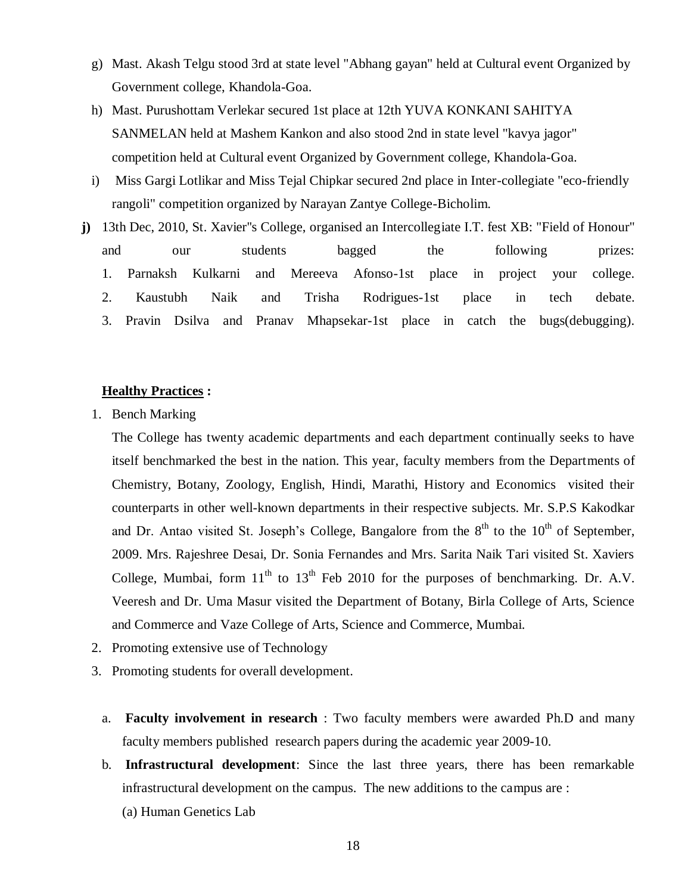g) Mast. Akash Telgu stood 3rd at state level "Abhang gayan" held at Cultural event Organized by Government college, Khandola-Goa.

h) Mast. Purushottam Verlekar secured 1st place at 12th YUVA KONKANI SAHITYA SANMELAN held at Mashem Kankon and also stood 2nd in state level "kavya jagor" competition held at Cultural event Organized by Government college, Khandola-Goa.

i) Miss Gargi Lotlikar and Miss Tejal Chipkar secured 2nd place in Inter-collegiate "eco-friendly rangoli" competition organized by Narayan Zantye College-Bicholim.

**j)** 13th Dec, 2010, St. Xavier"s College, organised an Intercollegiate I.T. fest XB: "Field of Honour" and our students bagged the following prizes:
1. Parnaksh Kulkarni and Mereeva Afonso-1st place in project your college.
2. Kaustubh Naik and Trisha Rodrigues-1st place in tech debate.
3. Pravin Dsilva and Pranav Mhapsekar-1st place in catch the bugs(debugging).

**<u>Healthy Practices</u> :**

1. Bench Marking

   The College has twenty academic departments and each department continually seeks to have itself benchmarked the best in the nation. This year, faculty members from the Departments of Chemistry, Botany, Zoology, English, Hindi, Marathi, History and Economics visited their counterparts in other well-known departments in their respective subjects. Mr. S.P.S Kakodkar and Dr. Antao visited St. Joseph's College, Bangalore from the 8th to the 10th of September, 2009. Mrs. Rajeshree Desai, Dr. Sonia Fernandes and Mrs. Sarita Naik Tari visited St. Xaviers College, Mumbai, form 11th to 13th Feb 2010 for the purposes of benchmarking. Dr. A.V. Veeresh and Dr. Uma Masur visited the Department of Botany, Birla College of Arts, Science and Commerce and Vaze College of Arts, Science and Commerce, Mumbai.

2. Promoting extensive use of Technology
3. Promoting students for overall development.

   a. **Faculty involvement in research** : Two faculty members were awarded Ph.D and many faculty members published research papers during the academic year 2009-10.

   b. **Infrastructural development**: Since the last three years, there has been remarkable infrastructural development on the campus. The new additions to the campus are :

      (a) Human Genetics Lab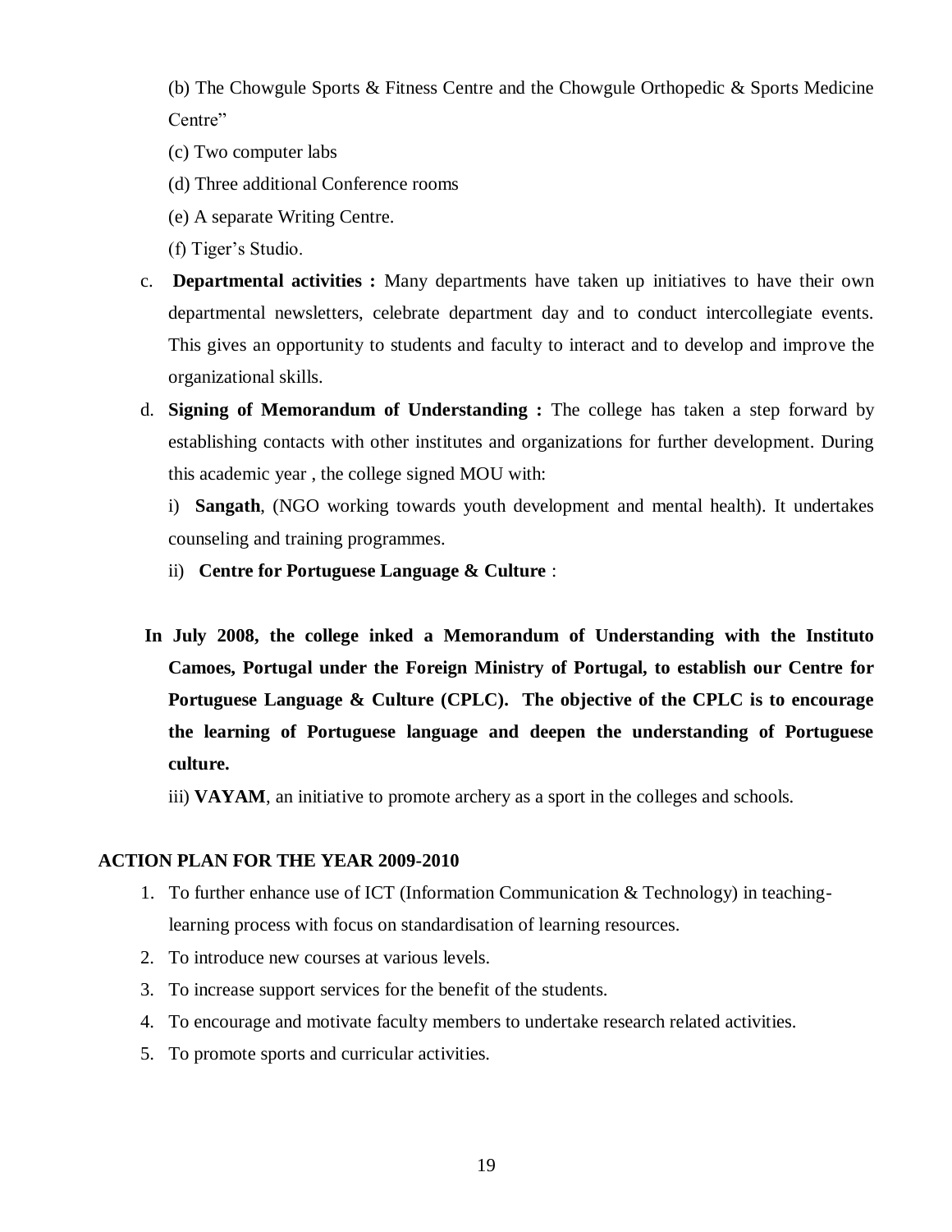(b) The Chowgule Sports & Fitness Centre and the Chowgule Orthopedic & Sports Medicine Centre"

(c) Two computer labs

(d) Three additional Conference rooms

(e) A separate Writing Centre.

(f) Tiger's Studio.

c. **Departmental activities :** Many departments have taken up initiatives to have their own departmental newsletters, celebrate department day and to conduct intercollegiate events. This gives an opportunity to students and faculty to interact and to develop and improve the organizational skills.

d. **Signing of Memorandum of Understanding :** The college has taken a step forward by establishing contacts with other institutes and organizations for further development. During this academic year , the college signed MOU with:

   i) **Sangath**, (NGO working towards youth development and mental health). It undertakes counseling and training programmes.

   ii) **Centre for Portuguese Language & Culture** :

**In July 2008, the college inked a Memorandum of Understanding with the Instituto Camoes, Portugal under the Foreign Ministry of Portugal, to establish our Centre for Portuguese Language & Culture (CPLC). The objective of the CPLC is to encourage the learning of Portuguese language and deepen the understanding of Portuguese culture.**

   iii) **VAYAM**, an initiative to promote archery as a sport in the colleges and schools.

**ACTION PLAN FOR THE YEAR 2009-2010**

1. To further enhance use of ICT (Information Communication & Technology) in teaching-learning process with focus on standardisation of learning resources.
2. To introduce new courses at various levels.
3. To increase support services for the benefit of the students.
4. To encourage and motivate faculty members to undertake research related activities.
5. To promote sports and curricular activities.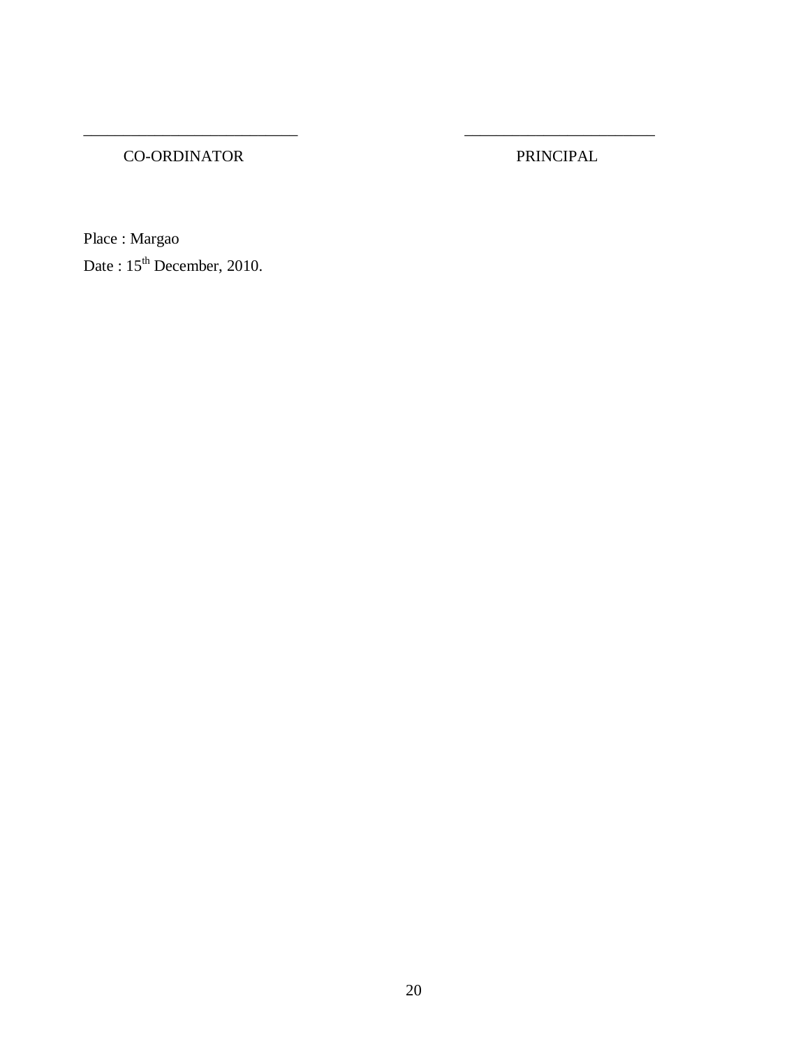\_\_\_\_\_\_\_\_\_\_\_\_\_\_\_\_\_\_\_\_\_\_\_\_\_\_\_\_ \_\_\_\_\_\_\_\_\_\_\_\_\_\_\_\_\_\_\_\_\_\_\_\_\_\_

CO-ORDINATOR PRINCIPAL

Place : Margao

Date : 15th December, 2010.